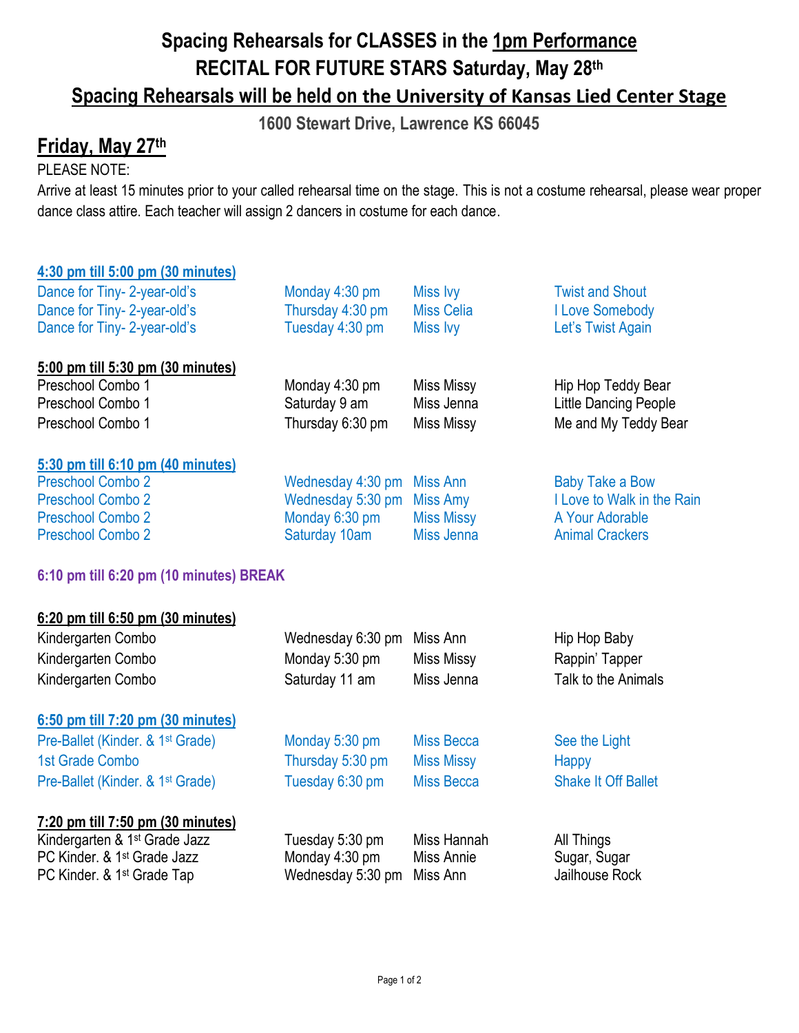# Spacing Rehearsals for CLASSES in the 1pm Performance

# RECITAL FOR FUTURE STARS Saturday, May 28th

## Spacing Rehearsals will be held on the University of Kansas Lied Center Stage

**1600 Stewart Drive, Lawrence KS 66045**

## Friday, May 27th

PLEASE NOTE:

Arrive at least 15 minutes prior to your called rehearsal time on the stage. This is not a costume rehearsal, please wear proper dance class attire. Each teacher will assign 2 dancers in costume for each dance.

**4:30 pm till 5:00 pm (30 minutes)**

| Class | Day/Time | Teacher | Dance |
|---|---|---|---|
| Dance for Tiny- 2-year-old's | Monday 4:30 pm | Miss Ivy | Twist and Shout |
| Dance for Tiny- 2-year-old's | Thursday 4:30 pm | Miss Celia | I Love Somebody |
| Dance for Tiny- 2-year-old's | Tuesday 4:30 pm | Miss Ivy | Let's Twist Again |

**5:00 pm till 5:30 pm (30 minutes)**

| Class | Day/Time | Teacher | Dance |
|---|---|---|---|
| Preschool Combo 1 | Monday 4:30 pm | Miss Missy | Hip Hop Teddy Bear |
| Preschool Combo 1 | Saturday 9 am | Miss Jenna | Little Dancing People |
| Preschool Combo 1 | Thursday 6:30 pm | Miss Missy | Me and My Teddy Bear |

**5:30 pm till 6:10 pm (40 minutes)**

| Class | Day/Time | Teacher | Dance |
|---|---|---|---|
| Preschool Combo 2 | Wednesday 4:30 pm | Miss Ann | Baby Take a Bow |
| Preschool Combo 2 | Wednesday 5:30 pm | Miss Amy | I Love to Walk in the Rain |
| Preschool Combo 2 | Monday 6:30 pm | Miss Missy | A Your Adorable |
| Preschool Combo 2 | Saturday 10am | Miss Jenna | Animal Crackers |

**6:10 pm till 6:20 pm (10 minutes) BREAK**

**6:20 pm till 6:50 pm (30 minutes)**

| Class | Day/Time | Teacher | Dance |
|---|---|---|---|
| Kindergarten Combo | Wednesday 6:30 pm | Miss Ann | Hip Hop Baby |
| Kindergarten Combo | Monday 5:30 pm | Miss Missy | Rappin' Tapper |
| Kindergarten Combo | Saturday 11 am | Miss Jenna | Talk to the Animals |

**6:50 pm till 7:20 pm (30 minutes)**

| Class | Day/Time | Teacher | Dance |
|---|---|---|---|
| Pre-Ballet (Kinder. & 1st Grade) | Monday 5:30 pm | Miss Becca | See the Light |
| 1st Grade Combo | Thursday 5:30 pm | Miss Missy | Happy |
| Pre-Ballet (Kinder. & 1st Grade) | Tuesday 6:30 pm | Miss Becca | Shake It Off Ballet |

**7:20 pm till 7:50 pm (30 minutes)**

| Class | Day/Time | Teacher | Dance |
|---|---|---|---|
| Kindergarten & 1st Grade Jazz | Tuesday 5:30 pm | Miss Hannah | All Things |
| PC Kinder. & 1st Grade Jazz | Monday 4:30 pm | Miss Annie | Sugar, Sugar |
| PC Kinder. & 1st Grade Tap | Wednesday 5:30 pm | Miss Ann | Jailhouse Rock |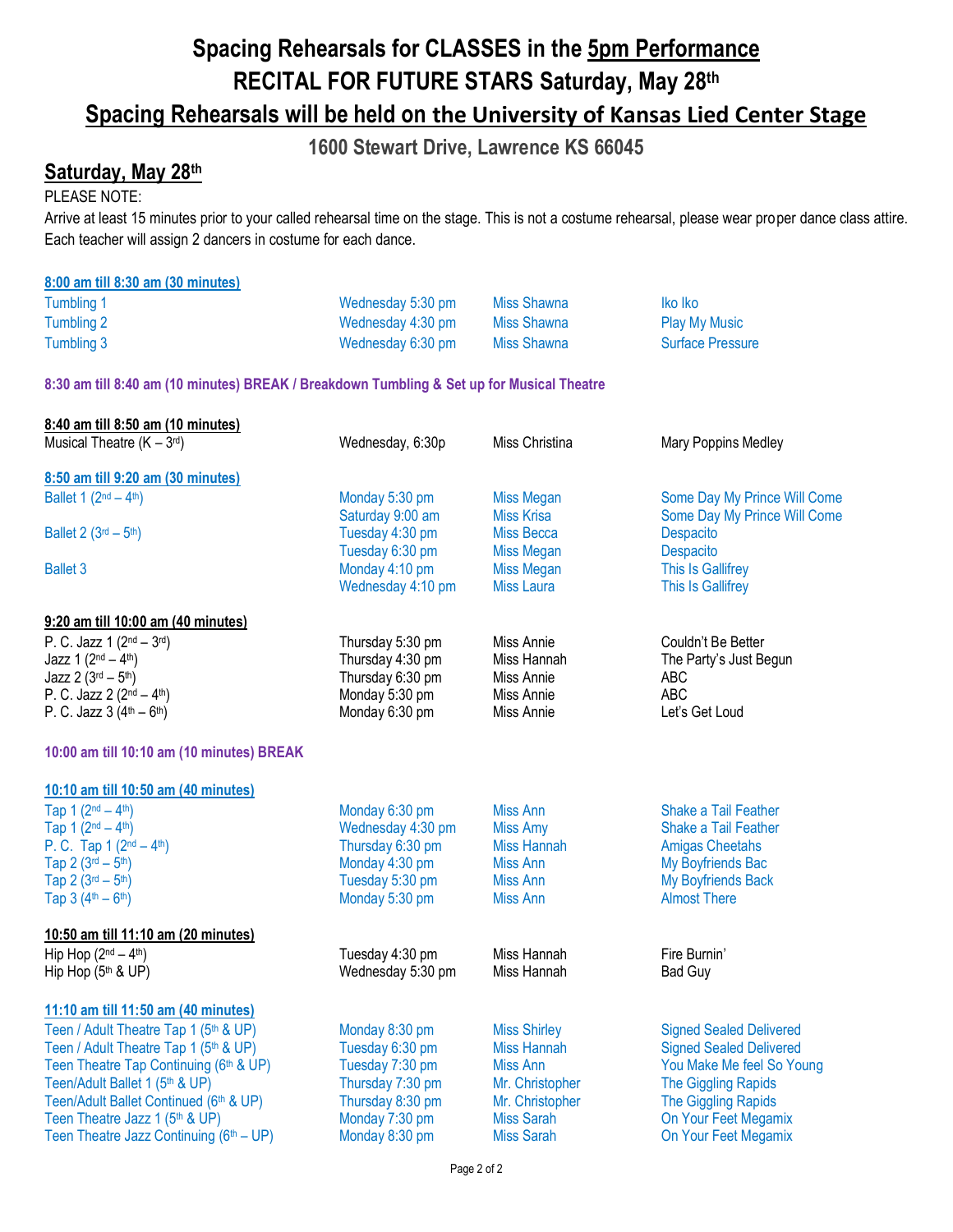# Spacing Rehearsals for CLASSES in the 5pm Performance

# RECITAL FOR FUTURE STARS Saturday, May 28th

## Spacing Rehearsals will be held on the University of Kansas Lied Center Stage

### 1600 Stewart Drive, Lawrence KS 66045

## Saturday, May 28th

PLEASE NOTE:

Arrive at least 15 minutes prior to your called rehearsal time on the stage. This is not a costume rehearsal, please wear proper dance class attire. Each teacher will assign 2 dancers in costume for each dance.

**8:00 am till 8:30 am (30 minutes)**

| | | | |
|---|---|---|---|
| Tumbling 1 | Wednesday 5:30 pm | Miss Shawna | Iko Iko |
| Tumbling 2 | Wednesday 4:30 pm | Miss Shawna | Play My Music |
| Tumbling 3 | Wednesday 6:30 pm | Miss Shawna | Surface Pressure |

**8:30 am till 8:40 am (10 minutes) BREAK / Breakdown Tumbling & Set up for Musical Theatre**

**8:40 am till 8:50 am (10 minutes)**

| | | | |
|---|---|---|---|
| Musical Theatre (K – 3rd) | Wednesday, 6:30p | Miss Christina | Mary Poppins Medley |

**8:50 am till 9:20 am (30 minutes)**

| | | | |
|---|---|---|---|
| Ballet 1 (2nd – 4th) | Monday 5:30 pm | Miss Megan | Some Day My Prince Will Come |
| | Saturday 9:00 am | Miss Krisa | Some Day My Prince Will Come |
| Ballet 2 (3rd – 5th) | Tuesday 4:30 pm | Miss Becca | Despacito |
| | Tuesday 6:30 pm | Miss Megan | Despacito |
| Ballet 3 | Monday 4:10 pm | Miss Megan | This Is Gallifrey |
| | Wednesday 4:10 pm | Miss Laura | This Is Gallifrey |

**9:20 am till 10:00 am (40 minutes)**

| | | | |
|---|---|---|---|
| P. C. Jazz 1 (2nd – 3rd) | Thursday 5:30 pm | Miss Annie | Couldn't Be Better |
| Jazz 1 (2nd – 4th) | Thursday 4:30 pm | Miss Hannah | The Party's Just Begun |
| Jazz 2 (3rd – 5th) | Thursday 6:30 pm | Miss Annie | ABC |
| P. C. Jazz 2 (2nd – 4th) | Monday 5:30 pm | Miss Annie | ABC |
| P. C. Jazz 3 (4th – 6th) | Monday 6:30 pm | Miss Annie | Let's Get Loud |

**10:00 am till 10:10 am (10 minutes) BREAK**

**10:10 am till 10:50 am (40 minutes)**

| | | | |
|---|---|---|---|
| Tap 1 (2nd – 4th) | Monday 6:30 pm | Miss Ann | Shake a Tail Feather |
| Tap 1 (2nd – 4th) | Wednesday 4:30 pm | Miss Amy | Shake a Tail Feather |
| P. C. Tap 1 (2nd – 4th) | Thursday 6:30 pm | Miss Hannah | Amigas Cheetahs |
| Tap 2 (3rd – 5th) | Monday 4:30 pm | Miss Ann | My Boyfriends Bac |
| Tap 2 (3rd – 5th) | Tuesday 5:30 pm | Miss Ann | My Boyfriends Back |
| Tap 3 (4th – 6th) | Monday 5:30 pm | Miss Ann | Almost There |

**10:50 am till 11:10 am (20 minutes)**

| | | | |
|---|---|---|---|
| Hip Hop (2nd – 4th) | Tuesday 4:30 pm | Miss Hannah | Fire Burnin' |
| Hip Hop (5th & UP) | Wednesday 5:30 pm | Miss Hannah | Bad Guy |

**11:10 am till 11:50 am (40 minutes)**

| | | | |
|---|---|---|---|
| Teen / Adult Theatre Tap 1 (5th & UP) | Monday 8:30 pm | Miss Shirley | Signed Sealed Delivered |
| Teen / Adult Theatre Tap 1 (5th & UP) | Tuesday 6:30 pm | Miss Hannah | Signed Sealed Delivered |
| Teen Theatre Tap Continuing (6th & UP) | Tuesday 7:30 pm | Miss Ann | You Make Me feel So Young |
| Teen/Adult Ballet 1 (5th & UP) | Thursday 7:30 pm | Mr. Christopher | The Giggling Rapids |
| Teen/Adult Ballet Continued (6th & UP) | Thursday 8:30 pm | Mr. Christopher | The Giggling Rapids |
| Teen Theatre Jazz 1 (5th & UP) | Monday 7:30 pm | Miss Sarah | On Your Feet Megamix |
| Teen Theatre Jazz Continuing (6th – UP) | Monday 8:30 pm | Miss Sarah | On Your Feet Megamix |